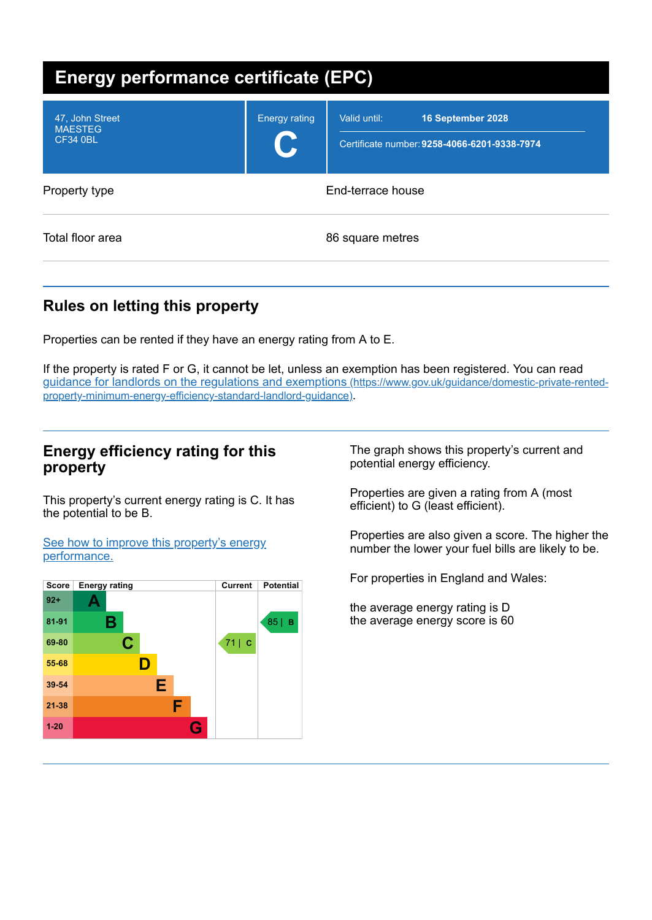# Energy performance certificate (EPC)

| 47, John Street MAESTEG CF34 0BL | Energy rating **C** | Valid until: **16 September 2028** Certificate number: **9258-4066-6201-9338-7974** |
|---|---|---|

| Property type | End-terrace house |
|---|---|
| Total floor area | 86 square metres |

## Rules on letting this property

Properties can be rented if they have an energy rating from A to E.

If the property is rated F or G, it cannot be let, unless an exemption has been registered. You can read guidance for landlords on the regulations and exemptions (https://www.gov.uk/guidance/domestic-private-rented-property-minimum-energy-efficiency-standard-landlord-guidance).

## Energy efficiency rating for this property

This property's current energy rating is C. It has the potential to be B.

See how to improve this property's energy performance.

| Score | Energy rating | Current | Potential |
|---|---|---|---|
| 92+ | A | | |
| 81-91 | B | | 85 \| B |
| 69-80 | C | 71 \| C | |
| 55-68 | D | | |
| 39-54 | E | | |
| 21-38 | F | | |
| 1-20 | G | | |

The graph shows this property's current and potential energy efficiency.

Properties are given a rating from A (most efficient) to G (least efficient).

Properties are also given a score. The higher the number the lower your fuel bills are likely to be.

For properties in England and Wales:

the average energy rating is D
the average energy score is 60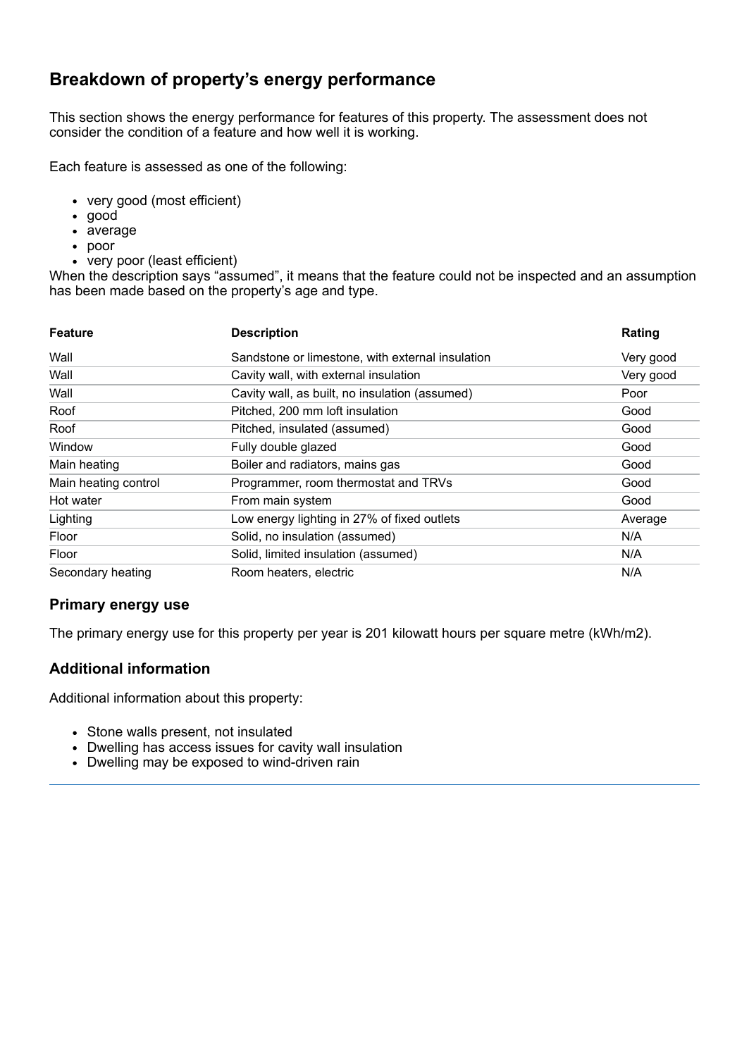## Breakdown of property's energy performance

This section shows the energy performance for features of this property. The assessment does not consider the condition of a feature and how well it is working.

Each feature is assessed as one of the following:

- very good (most efficient)
- good
- average
- poor
- very poor (least efficient)

When the description says "assumed", it means that the feature could not be inspected and an assumption has been made based on the property's age and type.

| Feature | Description | Rating |
|---|---|---|
| Wall | Sandstone or limestone, with external insulation | Very good |
| Wall | Cavity wall, with external insulation | Very good |
| Wall | Cavity wall, as built, no insulation (assumed) | Poor |
| Roof | Pitched, 200 mm loft insulation | Good |
| Roof | Pitched, insulated (assumed) | Good |
| Window | Fully double glazed | Good |
| Main heating | Boiler and radiators, mains gas | Good |
| Main heating control | Programmer, room thermostat and TRVs | Good |
| Hot water | From main system | Good |
| Lighting | Low energy lighting in 27% of fixed outlets | Average |
| Floor | Solid, no insulation (assumed) | N/A |
| Floor | Solid, limited insulation (assumed) | N/A |
| Secondary heating | Room heaters, electric | N/A |

### Primary energy use

The primary energy use for this property per year is 201 kilowatt hours per square metre (kWh/m2).

### Additional information

Additional information about this property:

- Stone walls present, not insulated
- Dwelling has access issues for cavity wall insulation
- Dwelling may be exposed to wind-driven rain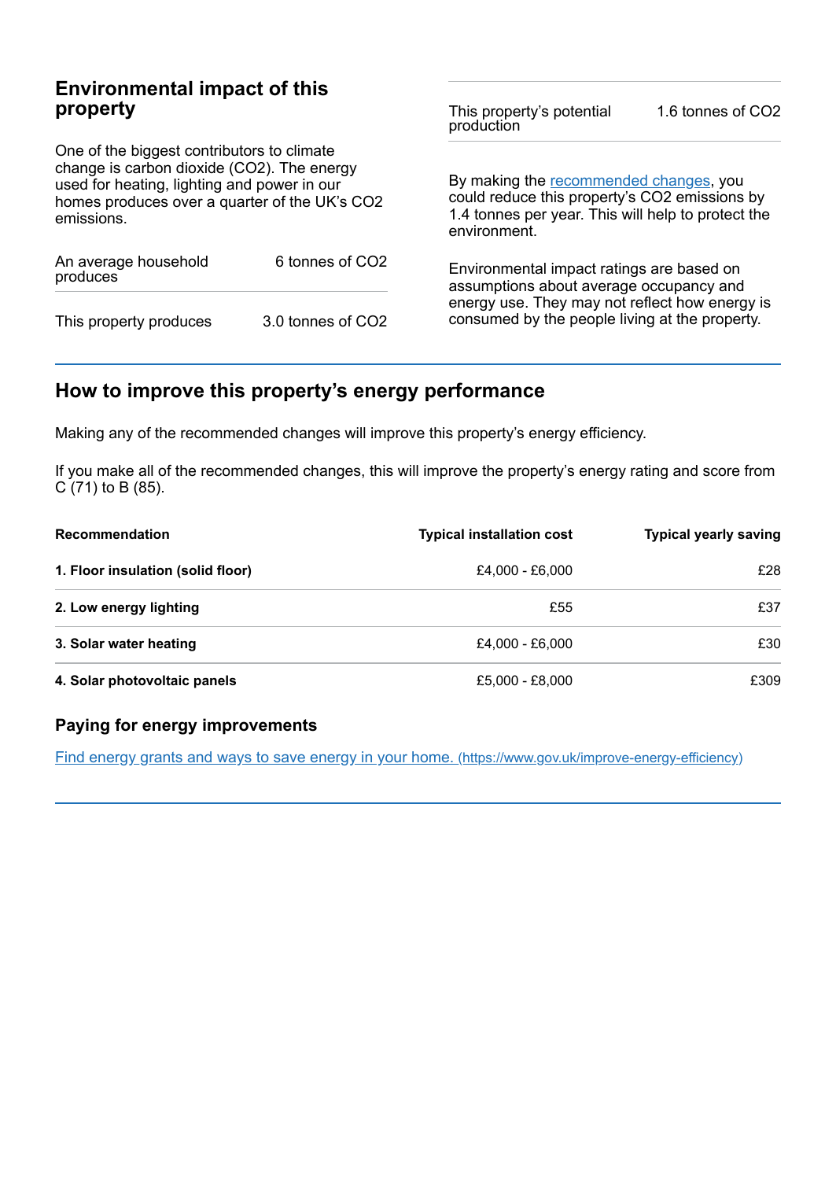## Environmental impact of this property

One of the biggest contributors to climate change is carbon dioxide ($CO_2$). The energy used for heating, lighting and power in our homes produces over a quarter of the UK's $CO_2$ emissions.

| | |
|---|---|
| An average household produces | 6 tonnes of $CO_2$ |
| This property produces | 3.0 tonnes of $CO_2$ |
| This property's potential production | 1.6 tonnes of $CO_2$ |

By making the recommended changes, you could reduce this property's $CO_2$ emissions by 1.4 tonnes per year. This will help to protect the environment.

Environmental impact ratings are based on assumptions about average occupancy and energy use. They may not reflect how energy is consumed by the people living at the property.

## How to improve this property's energy performance

Making any of the recommended changes will improve this property's energy efficiency.

If you make all of the recommended changes, this will improve the property's energy rating and score from C (71) to B (85).

| Recommendation | Typical installation cost | Typical yearly saving |
|---|---|---|
| **1. Floor insulation (solid floor)** | £4,000 - £6,000 | £28 |
| **2. Low energy lighting** | £55 | £37 |
| **3. Solar water heating** | £4,000 - £6,000 | £30 |
| **4. Solar photovoltaic panels** | £5,000 - £8,000 | £309 |

### Paying for energy improvements

Find energy grants and ways to save energy in your home. (https://www.gov.uk/improve-energy-efficiency)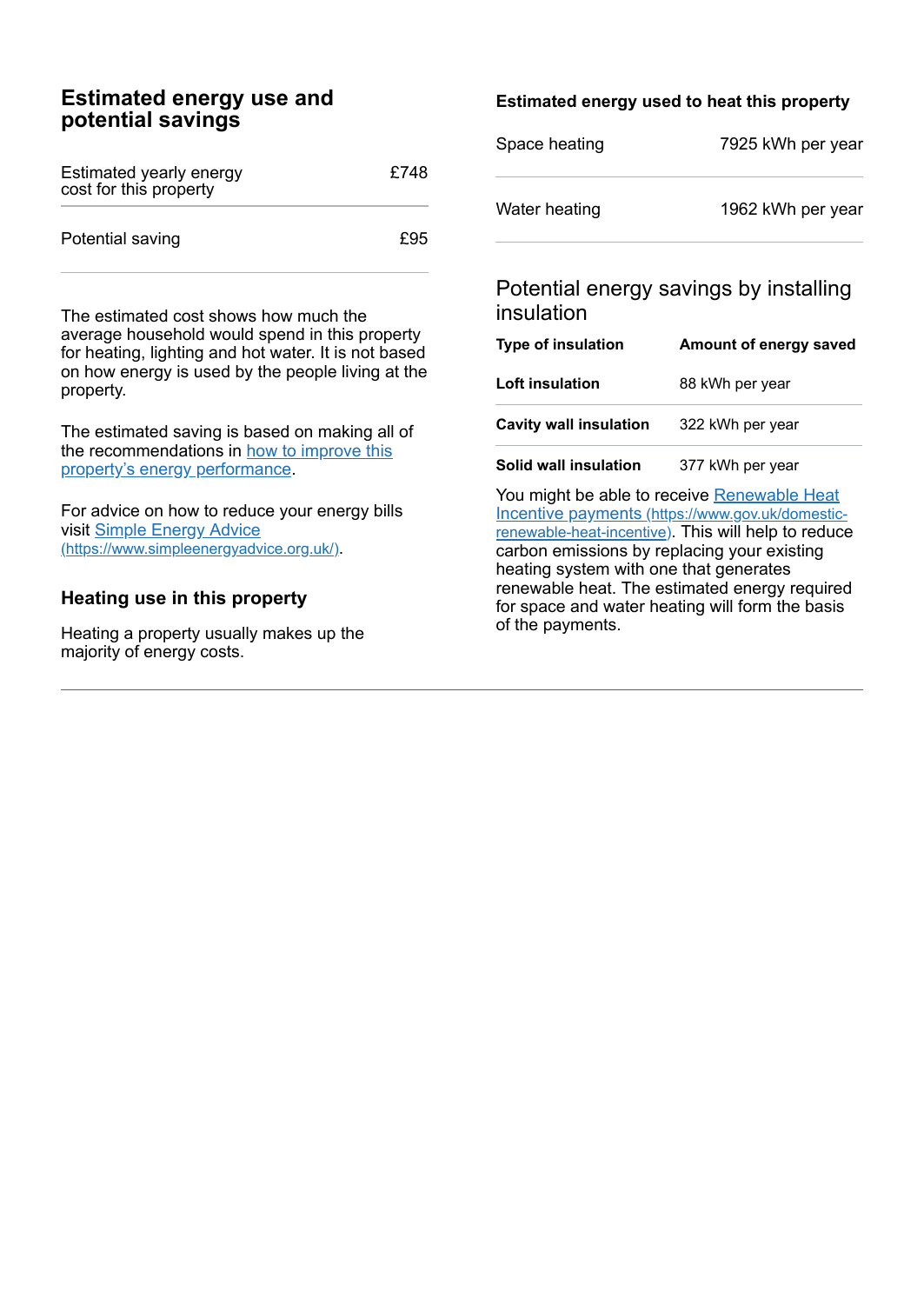## Estimated energy use and potential savings

| | |
|---|---|
| Estimated yearly energy cost for this property | £748 |
| Potential saving | £95 |

The estimated cost shows how much the average household would spend in this property for heating, lighting and hot water. It is not based on how energy is used by the people living at the property.

The estimated saving is based on making all of the recommendations in how to improve this property's energy performance.

For advice on how to reduce your energy bills visit Simple Energy Advice (https://www.simpleenergyadvice.org.uk/).

### Heating use in this property

Heating a property usually makes up the majority of energy costs.

### Estimated energy used to heat this property

| | |
|---|---|
| Space heating | 7925 kWh per year |
| Water heating | 1962 kWh per year |

### Potential energy savings by installing insulation

| Type of insulation | Amount of energy saved |
|---|---|
| **Loft insulation** | 88 kWh per year |
| **Cavity wall insulation** | 322 kWh per year |
| **Solid wall insulation** | 377 kWh per year |

You might be able to receive Renewable Heat Incentive payments (https://www.gov.uk/domestic-renewable-heat-incentive). This will help to reduce carbon emissions by replacing your existing heating system with one that generates renewable heat. The estimated energy required for space and water heating will form the basis of the payments.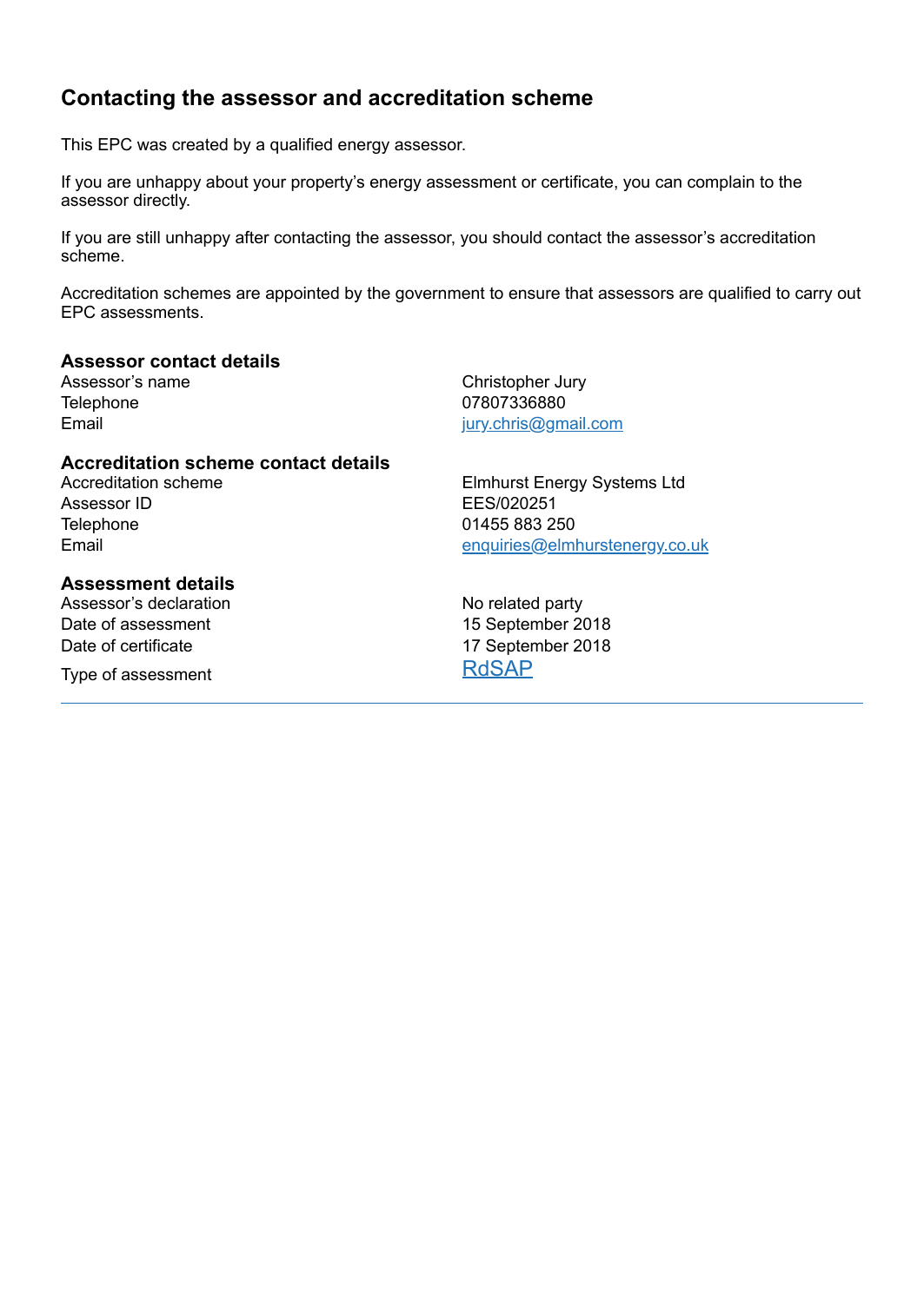## Contacting the assessor and accreditation scheme

This EPC was created by a qualified energy assessor.

If you are unhappy about your property's energy assessment or certificate, you can complain to the assessor directly.

If you are still unhappy after contacting the assessor, you should contact the assessor's accreditation scheme.

Accreditation schemes are appointed by the government to ensure that assessors are qualified to carry out EPC assessments.

### Assessor contact details

| | |
|---|---|
| Assessor's name | Christopher Jury |
| Telephone | 07807336880 |
| Email | jury.chris@gmail.com |

### Accreditation scheme contact details

| | |
|---|---|
| Accreditation scheme | Elmhurst Energy Systems Ltd |
| Assessor ID | EES/020251 |
| Telephone | 01455 883 250 |
| Email | enquiries@elmhurstenergy.co.uk |

### Assessment details

| | |
|---|---|
| Assessor's declaration | No related party |
| Date of assessment | 15 September 2018 |
| Date of certificate | 17 September 2018 |
| Type of assessment | RdSAP |